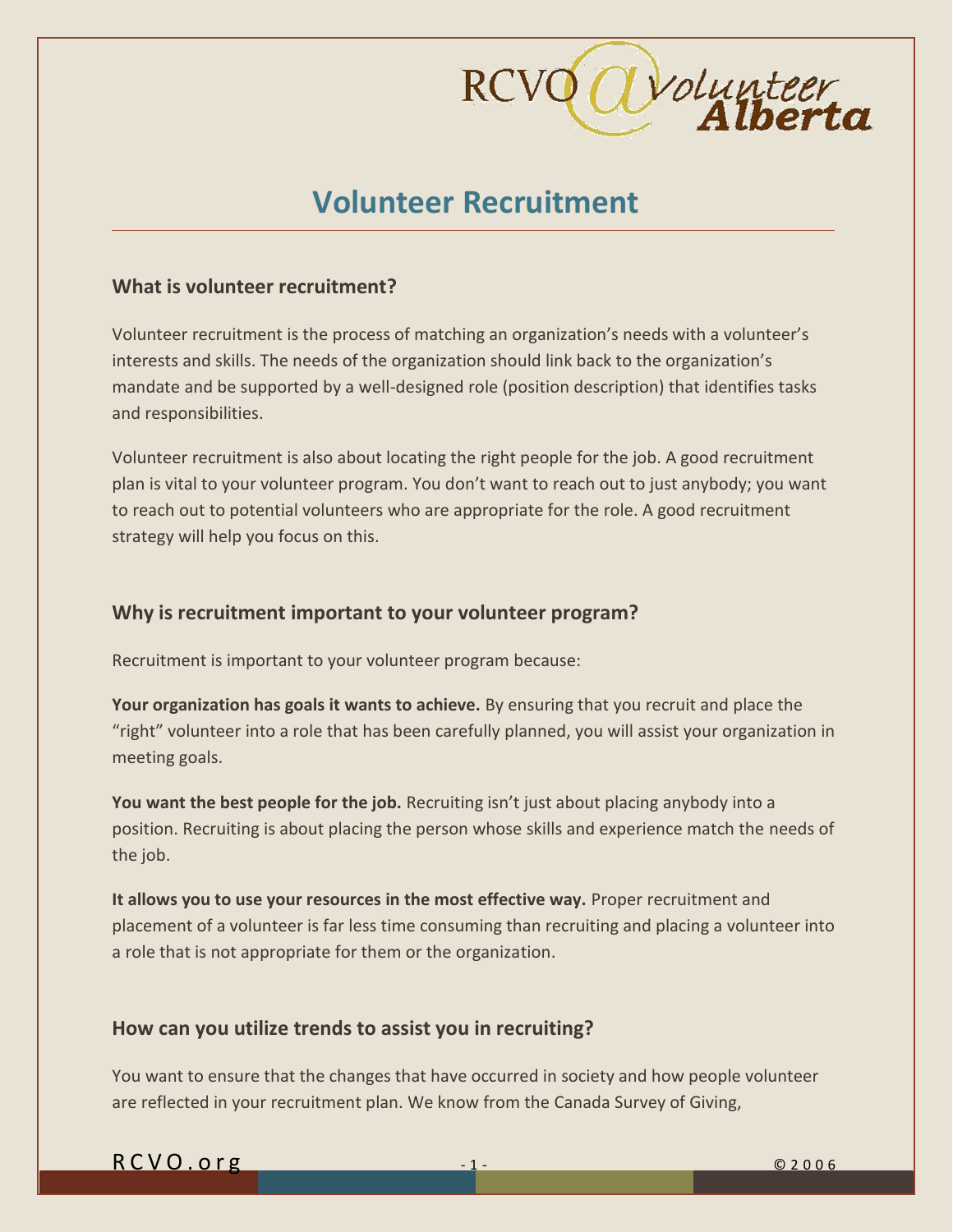# Volunteer Recruitment

## What is volunteer recruitment?

Volunteer recruitment is the process of matching an organization's needs with a volunteer's interests and skills. The needs of the organization should link back to the organization's mandate and be supported by a well-designed role (position description) that identifies tasks and responsibilities.

Volunteer recruitment is also about locating the right people for the job. A good recruitment plan is vital to your volunteer program. You don't want to reach out to just anybody; you want to reach out to potential volunteers who are appropriate for the role. A good recruitment strategy will help you focus on this.

## Why is recruitment important to your volunteer program?

Recruitment is important to your volunteer program because:

**Your organization has goals it wants to achieve.** By ensuring that you recruit and place the "right" volunteer into a role that has been carefully planned, you will assist your organization in meeting goals.

**You want the best people for the job.** Recruiting isn't just about placing anybody into a position. Recruiting is about placing the person whose skills and experience match the needs of the job.

**It allows you to use your resources in the most effective way.** Proper recruitment and placement of a volunteer is far less time consuming than recruiting and placing a volunteer into a role that is not appropriate for them or the organization.

## How can you utilize trends to assist you in recruiting?

You want to ensure that the changes that have occurred in society and how people volunteer are reflected in your recruitment plan. We know from the Canada Survey of Giving,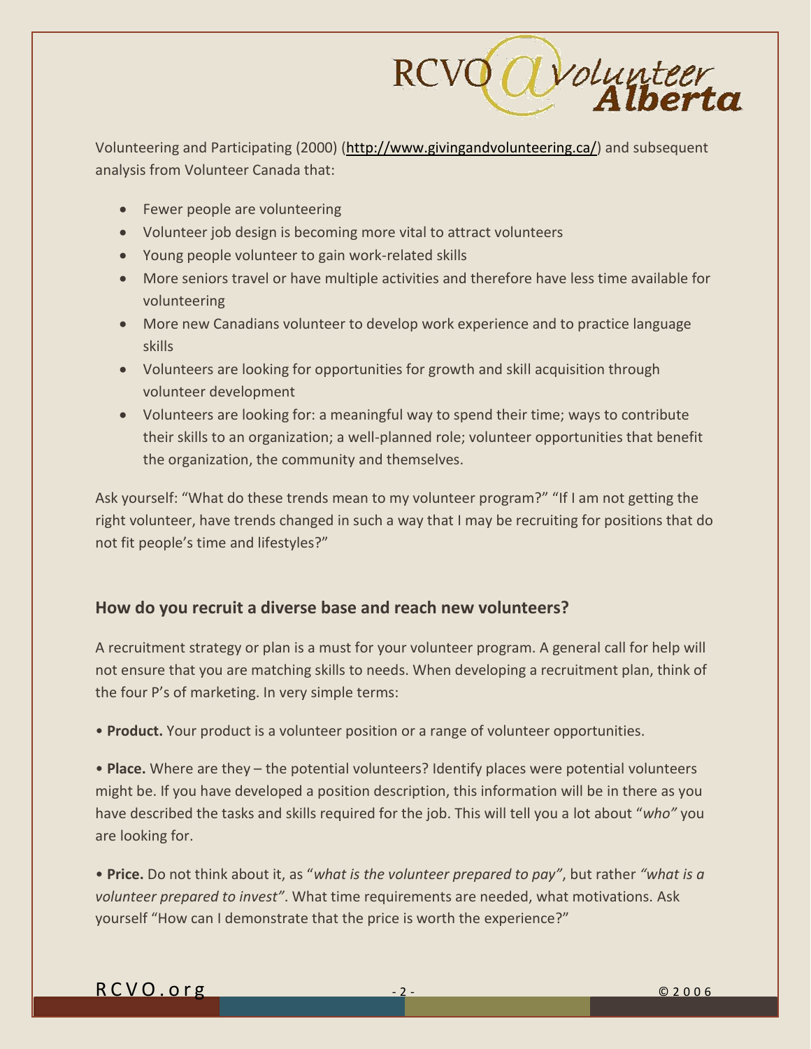Volunteering and Participating (2000) ([http://www.givingandvolunteering.ca/](http://www.givingandvolunteering.ca/)) and subsequent analysis from Volunteer Canada that:

- Fewer people are volunteering
- Volunteer job design is becoming more vital to attract volunteers
- Young people volunteer to gain work-related skills
- More seniors travel or have multiple activities and therefore have less time available for volunteering
- More new Canadians volunteer to develop work experience and to practice language skills
- Volunteers are looking for opportunities for growth and skill acquisition through volunteer development
- Volunteers are looking for: a meaningful way to spend their time; ways to contribute their skills to an organization; a well-planned role; volunteer opportunities that benefit the organization, the community and themselves.

Ask yourself: "What do these trends mean to my volunteer program?" "If I am not getting the right volunteer, have trends changed in such a way that I may be recruiting for positions that do not fit people's time and lifestyles?"

## How do you recruit a diverse base and reach new volunteers?

A recruitment strategy or plan is a must for your volunteer program. A general call for help will not ensure that you are matching skills to needs. When developing a recruitment plan, think of the four P's of marketing. In very simple terms:

• **Product.** Your product is a volunteer position or a range of volunteer opportunities.

• **Place.** Where are they – the potential volunteers? Identify places were potential volunteers might be. If you have developed a position description, this information will be in there as you have described the tasks and skills required for the job. This will tell you a lot about "*who"* you are looking for.

• **Price.** Do not think about it, as "*what is the volunteer prepared to pay"*, but rather *"what is a volunteer prepared to invest"*. What time requirements are needed, what motivations. Ask yourself "How can I demonstrate that the price is worth the experience?"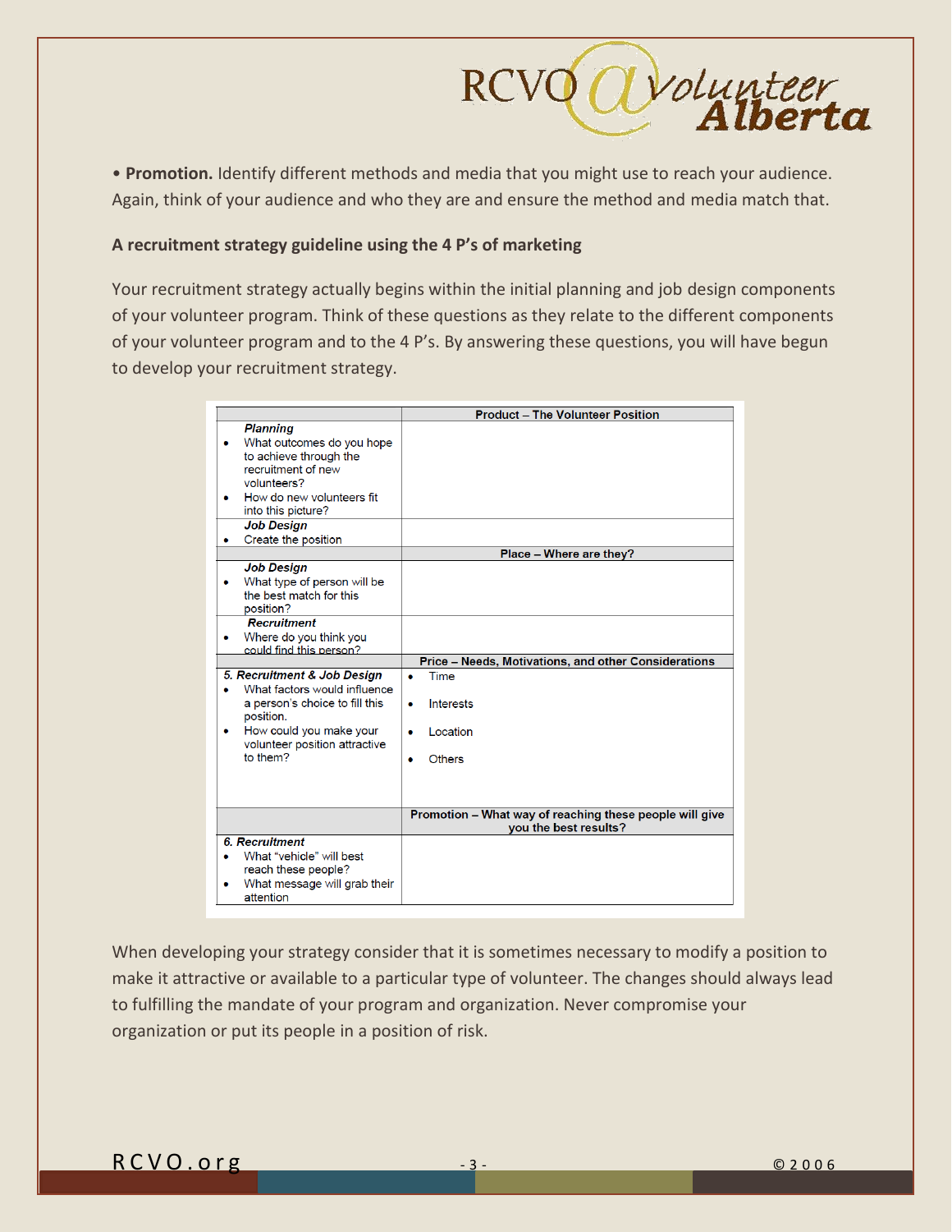• **Promotion.** Identify different methods and media that you might use to reach your audience. Again, think of your audience and who they are and ensure the method and media match that.

**A recruitment strategy guideline using the 4 P's of marketing**

Your recruitment strategy actually begins within the initial planning and job design components of your volunteer program. Think of these questions as they relate to the different components of your volunteer program and to the 4 P's. By answering these questions, you will have begun to develop your recruitment strategy.

| | **Product – The Volunteer Position** |
|---|---|
| ***Planning*** <br>• What outcomes do you hope to achieve through the recruitment of new volunteers? <br>• How do new volunteers fit into this picture? | |
| ***Job Design*** <br>• Create the position | |
| | **Place – Where are they?** |
| ***Job Design*** <br>• What type of person will be the best match for this position? | |
| ***Recruitment*** <br>• Where do you think you could find this person? | |
| | **Price – Needs, Motivations, and other Considerations** |
| ***5. Recruitment & Job Design*** <br>• What factors would influence a person's choice to fill this position. <br>• How could you make your volunteer position attractive to them? | • Time <br>• Interests <br>• Location <br>• Others |
| | **Promotion – What way of reaching these people will give you the best results?** |
| ***6. Recruitment*** <br>• What "vehicle" will best reach these people? <br>• What message will grab their attention | |

When developing your strategy consider that it is sometimes necessary to modify a position to make it attractive or available to a particular type of volunteer. The changes should always lead to fulfilling the mandate of your program and organization. Never compromise your organization or put its people in a position of risk.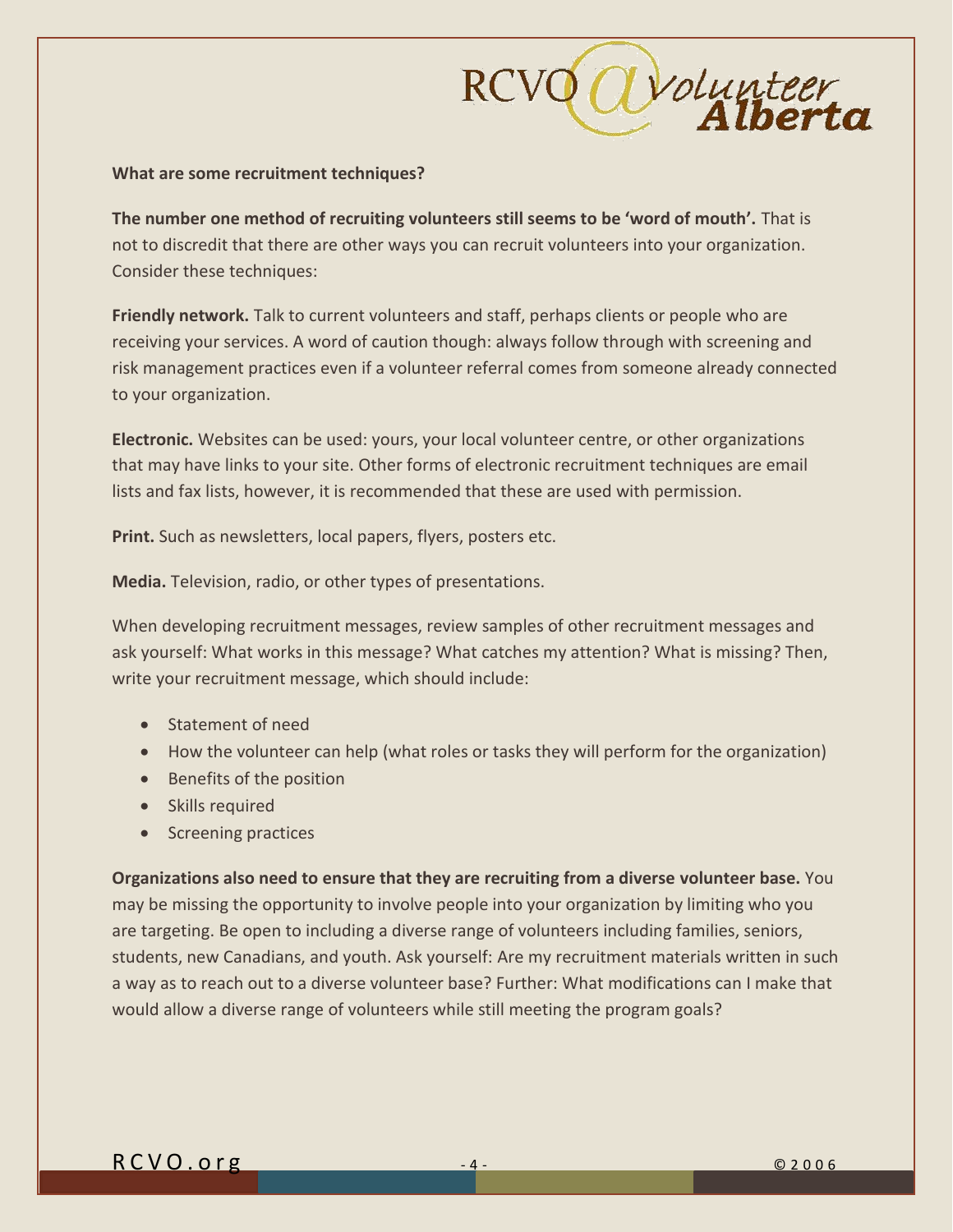**What are some recruitment techniques?**

**The number one method of recruiting volunteers still seems to be 'word of mouth'.** That is not to discredit that there are other ways you can recruit volunteers into your organization. Consider these techniques:

**Friendly network.** Talk to current volunteers and staff, perhaps clients or people who are receiving your services. A word of caution though: always follow through with screening and risk management practices even if a volunteer referral comes from someone already connected to your organization.

**Electronic.** Websites can be used: yours, your local volunteer centre, or other organizations that may have links to your site. Other forms of electronic recruitment techniques are email lists and fax lists, however, it is recommended that these are used with permission.

**Print.** Such as newsletters, local papers, flyers, posters etc.

**Media.** Television, radio, or other types of presentations.

When developing recruitment messages, review samples of other recruitment messages and ask yourself: What works in this message? What catches my attention? What is missing? Then, write your recruitment message, which should include:

- Statement of need
- How the volunteer can help (what roles or tasks they will perform for the organization)
- Benefits of the position
- Skills required
- Screening practices

**Organizations also need to ensure that they are recruiting from a diverse volunteer base.** You may be missing the opportunity to involve people into your organization by limiting who you are targeting. Be open to including a diverse range of volunteers including families, seniors, students, new Canadians, and youth. Ask yourself: Are my recruitment materials written in such a way as to reach out to a diverse volunteer base? Further: What modifications can I make that would allow a diverse range of volunteers while still meeting the program goals?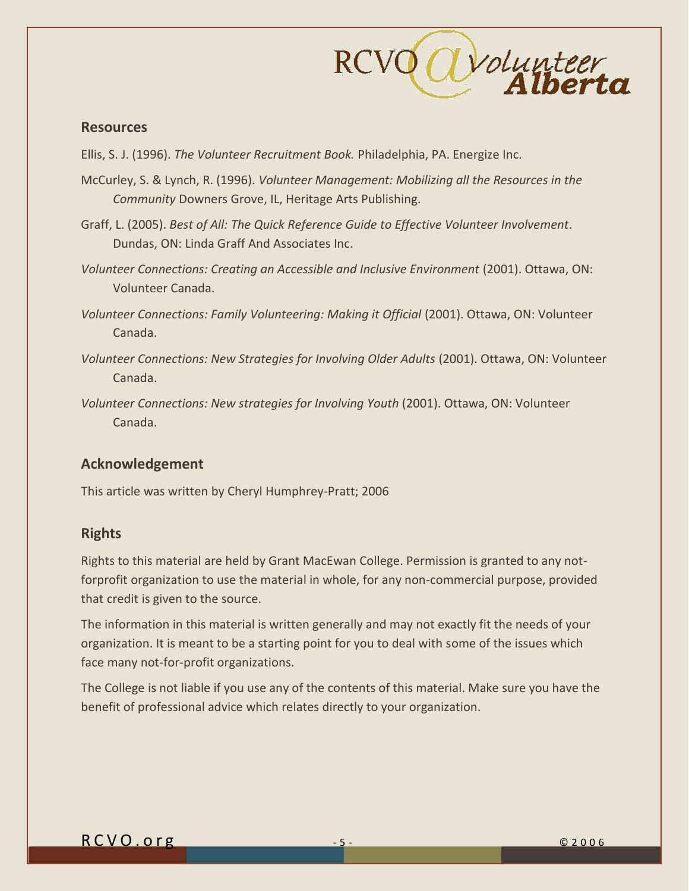## Resources

Ellis, S. J. (1996). *The Volunteer Recruitment Book.* Philadelphia, PA. Energize Inc.

McCurley, S. & Lynch, R. (1996). *Volunteer Management: Mobilizing all the Resources in the Community* Downers Grove, IL, Heritage Arts Publishing.

Graff, L. (2005). *Best of All: The Quick Reference Guide to Effective Volunteer Involvement*. Dundas, ON: Linda Graff And Associates Inc.

*Volunteer Connections: Creating an Accessible and Inclusive Environment* (2001). Ottawa, ON: Volunteer Canada.

*Volunteer Connections: Family Volunteering: Making it Official* (2001). Ottawa, ON: Volunteer Canada.

*Volunteer Connections: New Strategies for Involving Older Adults* (2001). Ottawa, ON: Volunteer Canada.

*Volunteer Connections: New strategies for Involving Youth* (2001). Ottawa, ON: Volunteer Canada.

## Acknowledgement

This article was written by Cheryl Humphrey-Pratt; 2006

## Rights

Rights to this material are held by Grant MacEwan College. Permission is granted to any not-forprofit organization to use the material in whole, for any non-commercial purpose, provided that credit is given to the source.

The information in this material is written generally and may not exactly fit the needs of your organization. It is meant to be a starting point for you to deal with some of the issues which face many not-for-profit organizations.

The College is not liable if you use any of the contents of this material. Make sure you have the benefit of professional advice which relates directly to your organization.